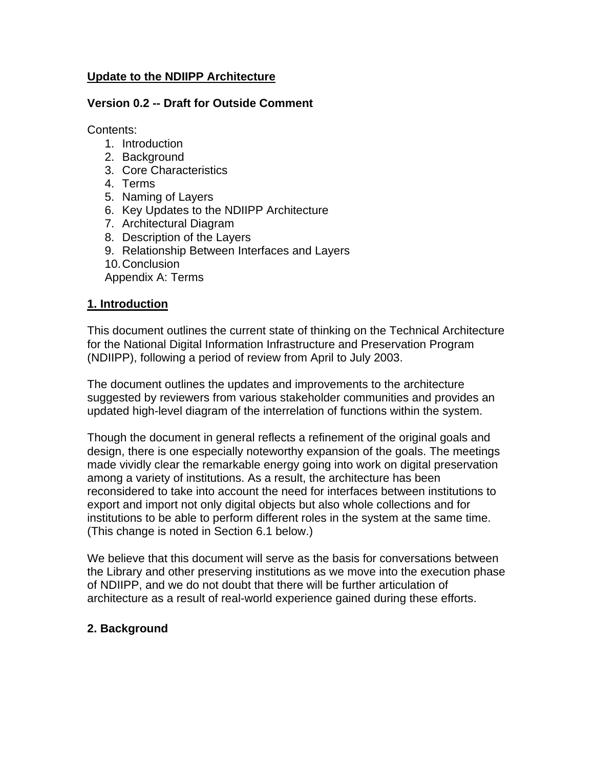**<u>Update to the NDIIPP Architecture</u>**

**Version 0.2 -- Draft for Outside Comment**

Contents:

1. Introduction
2. Background
3. Core Characteristics
4. Terms
5. Naming of Layers
6. Key Updates to the NDIIPP Architecture
7. Architectural Diagram
8. Description of the Layers
9. Relationship Between Interfaces and Layers
10. Conclusion

Appendix A: Terms

## 1. Introduction

This document outlines the current state of thinking on the Technical Architecture for the National Digital Information Infrastructure and Preservation Program (NDIIPP), following a period of review from April to July 2003.

The document outlines the updates and improvements to the architecture suggested by reviewers from various stakeholder communities and provides an updated high-level diagram of the interrelation of functions within the system.

Though the document in general reflects a refinement of the original goals and design, there is one especially noteworthy expansion of the goals. The meetings made vividly clear the remarkable energy going into work on digital preservation among a variety of institutions. As a result, the architecture has been reconsidered to take into account the need for interfaces between institutions to export and import not only digital objects but also whole collections and for institutions to be able to perform different roles in the system at the same time. (This change is noted in Section 6.1 below.)

We believe that this document will serve as the basis for conversations between the Library and other preserving institutions as we move into the execution phase of NDIIPP, and we do not doubt that there will be further articulation of architecture as a result of real-world experience gained during these efforts.

## 2. Background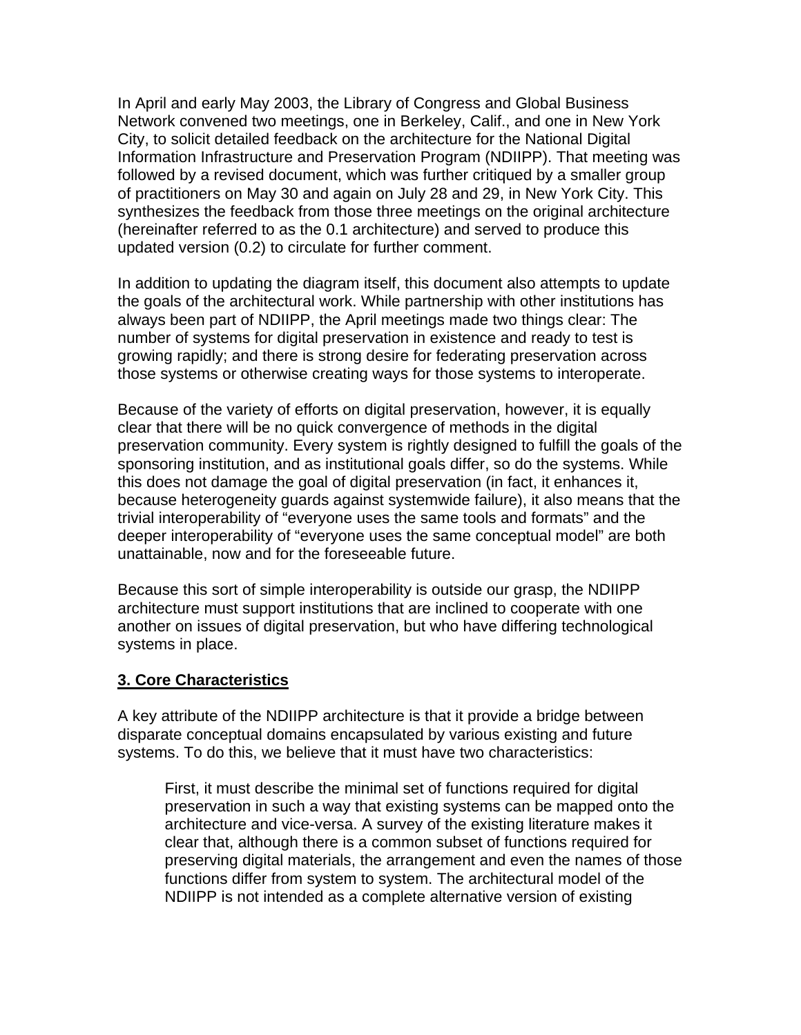In April and early May 2003, the Library of Congress and Global Business Network convened two meetings, one in Berkeley, Calif., and one in New York City, to solicit detailed feedback on the architecture for the National Digital Information Infrastructure and Preservation Program (NDIIPP). That meeting was followed by a revised document, which was further critiqued by a smaller group of practitioners on May 30 and again on July 28 and 29, in New York City. This synthesizes the feedback from those three meetings on the original architecture (hereinafter referred to as the 0.1 architecture) and served to produce this updated version (0.2) to circulate for further comment.

In addition to updating the diagram itself, this document also attempts to update the goals of the architectural work. While partnership with other institutions has always been part of NDIIPP, the April meetings made two things clear: The number of systems for digital preservation in existence and ready to test is growing rapidly; and there is strong desire for federating preservation across those systems or otherwise creating ways for those systems to interoperate.

Because of the variety of efforts on digital preservation, however, it is equally clear that there will be no quick convergence of methods in the digital preservation community. Every system is rightly designed to fulfill the goals of the sponsoring institution, and as institutional goals differ, so do the systems. While this does not damage the goal of digital preservation (in fact, it enhances it, because heterogeneity guards against systemwide failure), it also means that the trivial interoperability of "everyone uses the same tools and formats" and the deeper interoperability of "everyone uses the same conceptual model" are both unattainable, now and for the foreseeable future.

Because this sort of simple interoperability is outside our grasp, the NDIIPP architecture must support institutions that are inclined to cooperate with one another on issues of digital preservation, but who have differing technological systems in place.

## 3. Core Characteristics

A key attribute of the NDIIPP architecture is that it provide a bridge between disparate conceptual domains encapsulated by various existing and future systems. To do this, we believe that it must have two characteristics:

> First, it must describe the minimal set of functions required for digital preservation in such a way that existing systems can be mapped onto the architecture and vice-versa. A survey of the existing literature makes it clear that, although there is a common subset of functions required for preserving digital materials, the arrangement and even the names of those functions differ from system to system. The architectural model of the NDIIPP is not intended as a complete alternative version of existing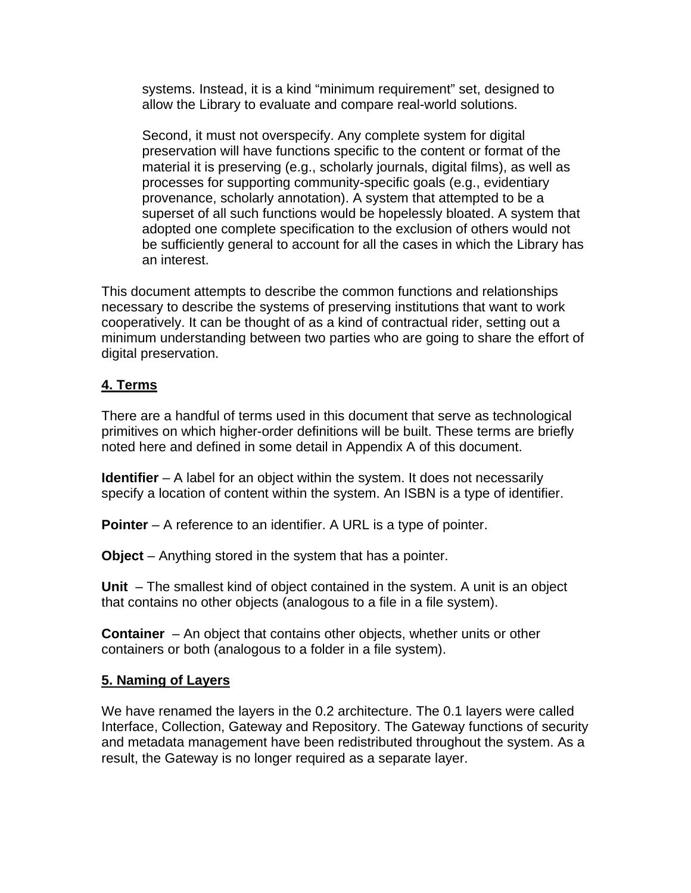systems. Instead, it is a kind "minimum requirement" set, designed to allow the Library to evaluate and compare real-world solutions.

Second, it must not overspecify. Any complete system for digital preservation will have functions specific to the content or format of the material it is preserving (e.g., scholarly journals, digital films), as well as processes for supporting community-specific goals (e.g., evidentiary provenance, scholarly annotation). A system that attempted to be a superset of all such functions would be hopelessly bloated. A system that adopted one complete specification to the exclusion of others would not be sufficiently general to account for all the cases in which the Library has an interest.

This document attempts to describe the common functions and relationships necessary to describe the systems of preserving institutions that want to work cooperatively. It can be thought of as a kind of contractual rider, setting out a minimum understanding between two parties who are going to share the effort of digital preservation.

## 4. Terms

There are a handful of terms used in this document that serve as technological primitives on which higher-order definitions will be built. These terms are briefly noted here and defined in some detail in Appendix A of this document.

**Identifier** – A label for an object within the system. It does not necessarily specify a location of content within the system. An ISBN is a type of identifier.

**Pointer** – A reference to an identifier. A URL is a type of pointer.

**Object** – Anything stored in the system that has a pointer.

**Unit** – The smallest kind of object contained in the system. A unit is an object that contains no other objects (analogous to a file in a file system).

**Container** – An object that contains other objects, whether units or other containers or both (analogous to a folder in a file system).

## 5. Naming of Layers

We have renamed the layers in the 0.2 architecture. The 0.1 layers were called Interface, Collection, Gateway and Repository. The Gateway functions of security and metadata management have been redistributed throughout the system. As a result, the Gateway is no longer required as a separate layer.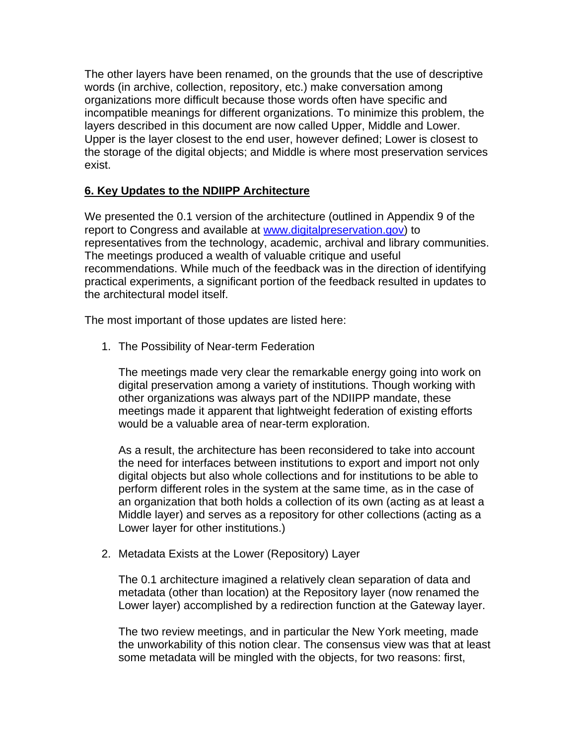The other layers have been renamed, on the grounds that the use of descriptive words (in archive, collection, repository, etc.) make conversation among organizations more difficult because those words often have specific and incompatible meanings for different organizations. To minimize this problem, the layers described in this document are now called Upper, Middle and Lower. Upper is the layer closest to the end user, however defined; Lower is closest to the storage of the digital objects; and Middle is where most preservation services exist.

## 6. Key Updates to the NDIIPP Architecture

We presented the 0.1 version of the architecture (outlined in Appendix 9 of the report to Congress and available at [www.digitalpreservation.gov](http://www.digitalpreservation.gov)) to representatives from the technology, academic, archival and library communities. The meetings produced a wealth of valuable critique and useful recommendations. While much of the feedback was in the direction of identifying practical experiments, a significant portion of the feedback resulted in updates to the architectural model itself.

The most important of those updates are listed here:

1. The Possibility of Near-term Federation

   The meetings made very clear the remarkable energy going into work on digital preservation among a variety of institutions. Though working with other organizations was always part of the NDIIPP mandate, these meetings made it apparent that lightweight federation of existing efforts would be a valuable area of near-term exploration.

   As a result, the architecture has been reconsidered to take into account the need for interfaces between institutions to export and import not only digital objects but also whole collections and for institutions to be able to perform different roles in the system at the same time, as in the case of an organization that both holds a collection of its own (acting as at least a Middle layer) and serves as a repository for other collections (acting as a Lower layer for other institutions.)

2. Metadata Exists at the Lower (Repository) Layer

   The 0.1 architecture imagined a relatively clean separation of data and metadata (other than location) at the Repository layer (now renamed the Lower layer) accomplished by a redirection function at the Gateway layer.

   The two review meetings, and in particular the New York meeting, made the unworkability of this notion clear. The consensus view was that at least some metadata will be mingled with the objects, for two reasons: first,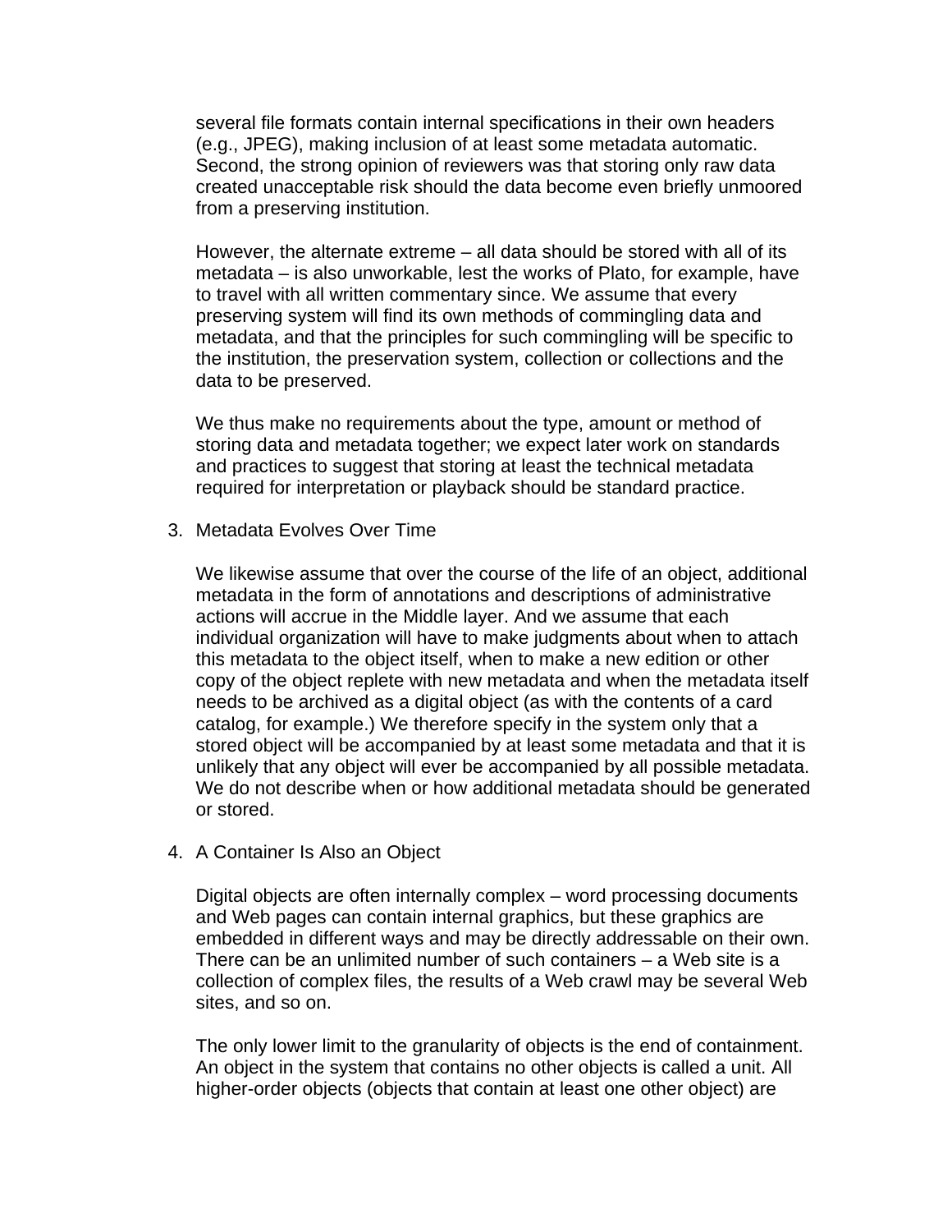several file formats contain internal specifications in their own headers (e.g., JPEG), making inclusion of at least some metadata automatic. Second, the strong opinion of reviewers was that storing only raw data created unacceptable risk should the data become even briefly unmoored from a preserving institution.

However, the alternate extreme – all data should be stored with all of its metadata – is also unworkable, lest the works of Plato, for example, have to travel with all written commentary since. We assume that every preserving system will find its own methods of commingling data and metadata, and that the principles for such commingling will be specific to the institution, the preservation system, collection or collections and the data to be preserved.

We thus make no requirements about the type, amount or method of storing data and metadata together; we expect later work on standards and practices to suggest that storing at least the technical metadata required for interpretation or playback should be standard practice.

3. Metadata Evolves Over Time

   We likewise assume that over the course of the life of an object, additional metadata in the form of annotations and descriptions of administrative actions will accrue in the Middle layer. And we assume that each individual organization will have to make judgments about when to attach this metadata to the object itself, when to make a new edition or other copy of the object replete with new metadata and when the metadata itself needs to be archived as a digital object (as with the contents of a card catalog, for example.) We therefore specify in the system only that a stored object will be accompanied by at least some metadata and that it is unlikely that any object will ever be accompanied by all possible metadata. We do not describe when or how additional metadata should be generated or stored.

4. A Container Is Also an Object

   Digital objects are often internally complex – word processing documents and Web pages can contain internal graphics, but these graphics are embedded in different ways and may be directly addressable on their own. There can be an unlimited number of such containers – a Web site is a collection of complex files, the results of a Web crawl may be several Web sites, and so on.

   The only lower limit to the granularity of objects is the end of containment. An object in the system that contains no other objects is called a unit. All higher-order objects (objects that contain at least one other object) are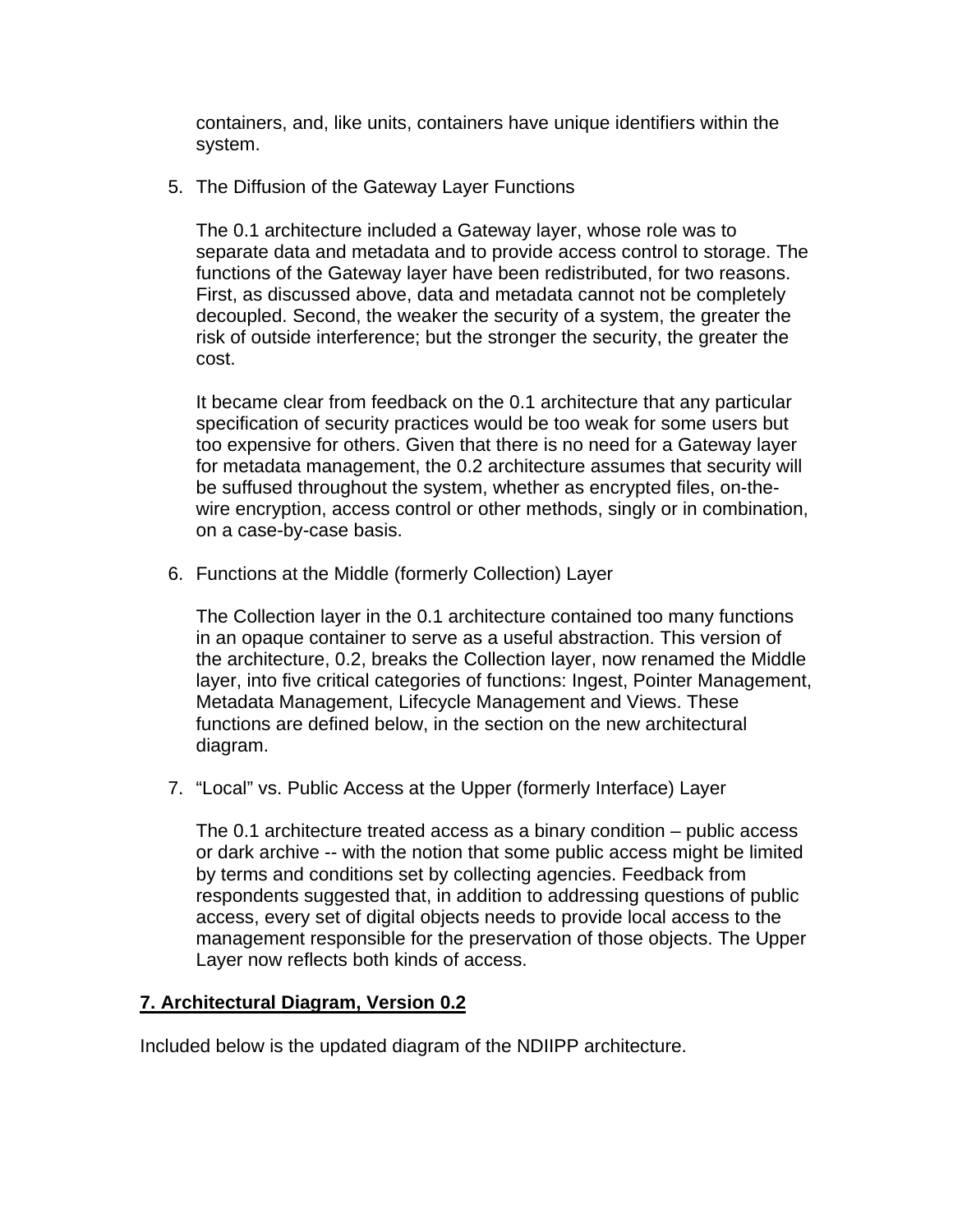containers, and, like units, containers have unique identifiers within the system.

5. The Diffusion of the Gateway Layer Functions

   The 0.1 architecture included a Gateway layer, whose role was to separate data and metadata and to provide access control to storage. The functions of the Gateway layer have been redistributed, for two reasons. First, as discussed above, data and metadata cannot not be completely decoupled. Second, the weaker the security of a system, the greater the risk of outside interference; but the stronger the security, the greater the cost.

   It became clear from feedback on the 0.1 architecture that any particular specification of security practices would be too weak for some users but too expensive for others. Given that there is no need for a Gateway layer for metadata management, the 0.2 architecture assumes that security will be suffused throughout the system, whether as encrypted files, on-the-wire encryption, access control or other methods, singly or in combination, on a case-by-case basis.

6. Functions at the Middle (formerly Collection) Layer

   The Collection layer in the 0.1 architecture contained too many functions in an opaque container to serve as a useful abstraction. This version of the architecture, 0.2, breaks the Collection layer, now renamed the Middle layer, into five critical categories of functions: Ingest, Pointer Management, Metadata Management, Lifecycle Management and Views. These functions are defined below, in the section on the new architectural diagram.

7. "Local" vs. Public Access at the Upper (formerly Interface) Layer

   The 0.1 architecture treated access as a binary condition – public access or dark archive -- with the notion that some public access might be limited by terms and conditions set by collecting agencies. Feedback from respondents suggested that, in addition to addressing questions of public access, every set of digital objects needs to provide local access to the management responsible for the preservation of those objects. The Upper Layer now reflects both kinds of access.

## 7. Architectural Diagram, Version 0.2

Included below is the updated diagram of the NDIIPP architecture.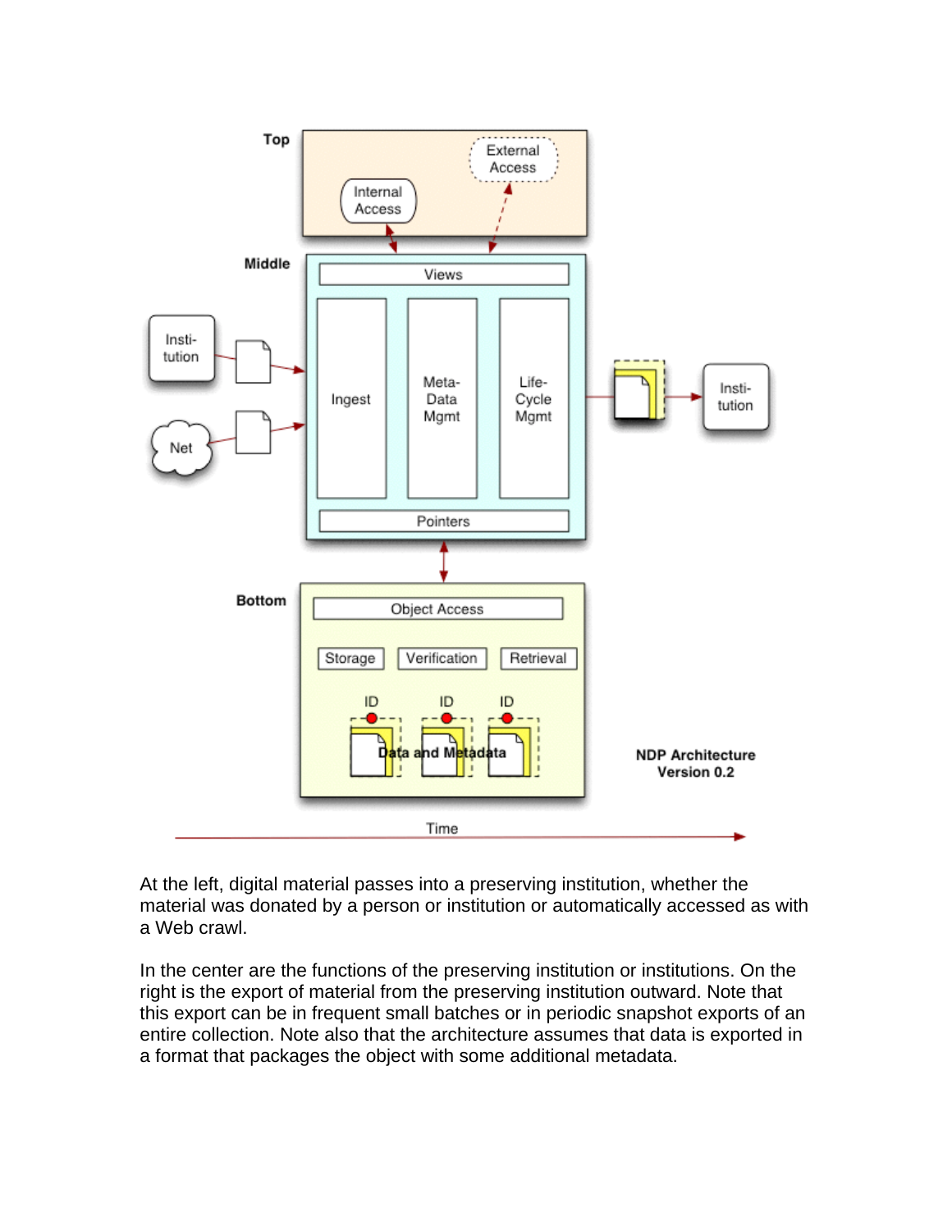At the left, digital material passes into a preserving institution, whether the material was donated by a person or institution or automatically accessed as with a Web crawl.

In the center are the functions of the preserving institution or institutions. On the right is the export of material from the preserving institution outward. Note that this export can be in frequent small batches or in periodic snapshot exports of an entire collection. Note also that the architecture assumes that data is exported in a format that packages the object with some additional metadata.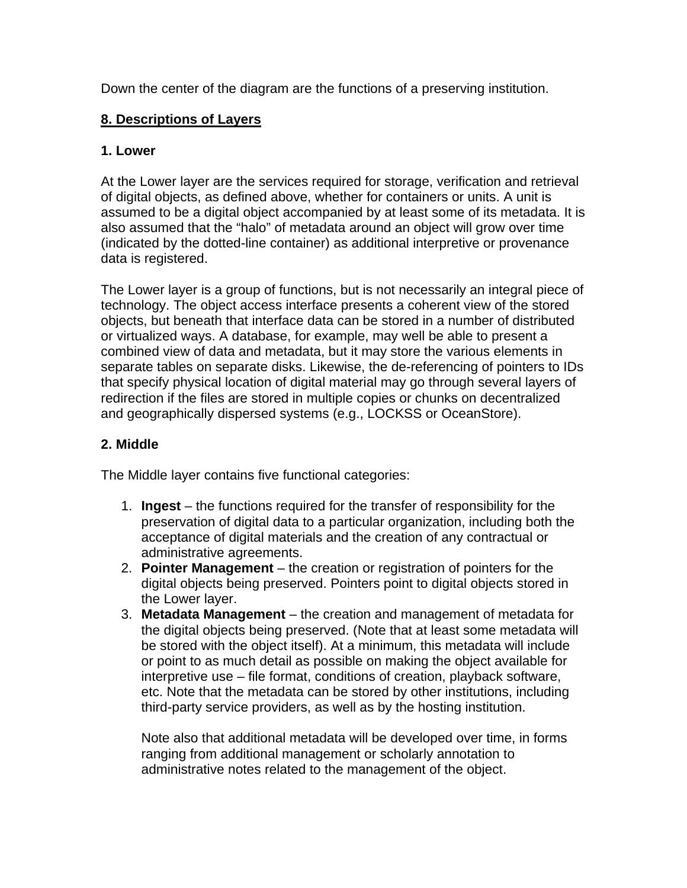Down the center of the diagram are the functions of a preserving institution.

## 8. Descriptions of Layers

### 1. Lower

At the Lower layer are the services required for storage, verification and retrieval of digital objects, as defined above, whether for containers or units. A unit is assumed to be a digital object accompanied by at least some of its metadata. It is also assumed that the "halo" of metadata around an object will grow over time (indicated by the dotted-line container) as additional interpretive or provenance data is registered.

The Lower layer is a group of functions, but is not necessarily an integral piece of technology. The object access interface presents a coherent view of the stored objects, but beneath that interface data can be stored in a number of distributed or virtualized ways. A database, for example, may well be able to present a combined view of data and metadata, but it may store the various elements in separate tables on separate disks. Likewise, the de-referencing of pointers to IDs that specify physical location of digital material may go through several layers of redirection if the files are stored in multiple copies or chunks on decentralized and geographically dispersed systems (e.g., LOCKSS or OceanStore).

### 2. Middle

The Middle layer contains five functional categories:

1. **Ingest** – the functions required for the transfer of responsibility for the preservation of digital data to a particular organization, including both the acceptance of digital materials and the creation of any contractual or administrative agreements.
2. **Pointer Management** – the creation or registration of pointers for the digital objects being preserved. Pointers point to digital objects stored in the Lower layer.
3. **Metadata Management** – the creation and management of metadata for the digital objects being preserved. (Note that at least some metadata will be stored with the object itself). At a minimum, this metadata will include or point to as much detail as possible on making the object available for interpretive use – file format, conditions of creation, playback software, etc. Note that the metadata can be stored by other institutions, including third-party service providers, as well as by the hosting institution.

   Note also that additional metadata will be developed over time, in forms ranging from additional management or scholarly annotation to administrative notes related to the management of the object.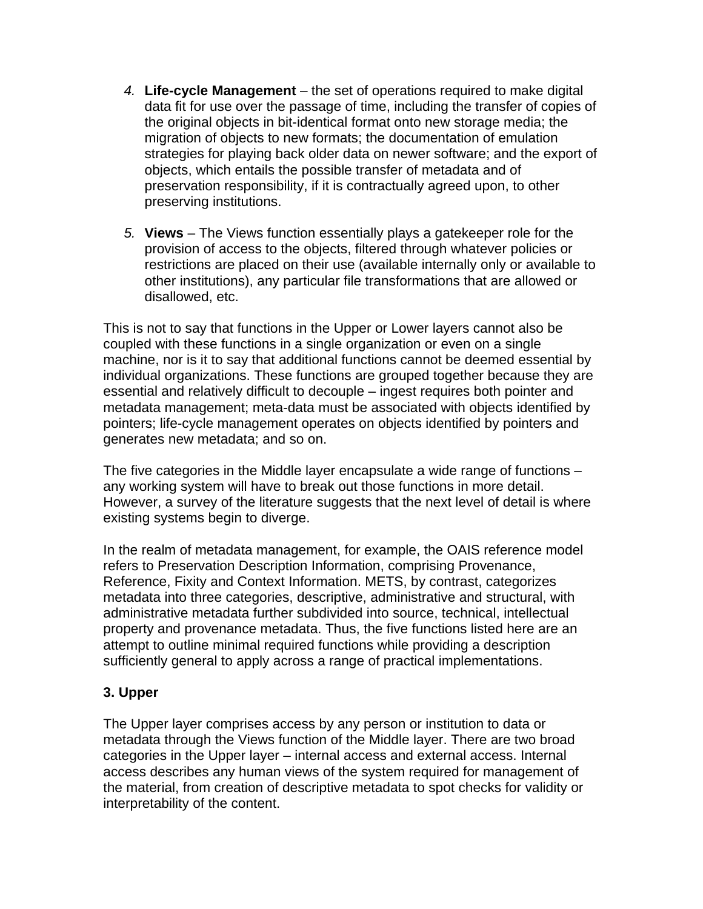4. **Life-cycle Management** – the set of operations required to make digital data fit for use over the passage of time, including the transfer of copies of the original objects in bit-identical format onto new storage media; the migration of objects to new formats; the documentation of emulation strategies for playing back older data on newer software; and the export of objects, which entails the possible transfer of metadata and of preservation responsibility, if it is contractually agreed upon, to other preserving institutions.

5. **Views** – The Views function essentially plays a gatekeeper role for the provision of access to the objects, filtered through whatever policies or restrictions are placed on their use (available internally only or available to other institutions), any particular file transformations that are allowed or disallowed, etc.

This is not to say that functions in the Upper or Lower layers cannot also be coupled with these functions in a single organization or even on a single machine, nor is it to say that additional functions cannot be deemed essential by individual organizations. These functions are grouped together because they are essential and relatively difficult to decouple – ingest requires both pointer and metadata management; meta-data must be associated with objects identified by pointers; life-cycle management operates on objects identified by pointers and generates new metadata; and so on.

The five categories in the Middle layer encapsulate a wide range of functions – any working system will have to break out those functions in more detail. However, a survey of the literature suggests that the next level of detail is where existing systems begin to diverge.

In the realm of metadata management, for example, the OAIS reference model refers to Preservation Description Information, comprising Provenance, Reference, Fixity and Context Information. METS, by contrast, categorizes metadata into three categories, descriptive, administrative and structural, with administrative metadata further subdivided into source, technical, intellectual property and provenance metadata. Thus, the five functions listed here are an attempt to outline minimal required functions while providing a description sufficiently general to apply across a range of practical implementations.

### 3. Upper

The Upper layer comprises access by any person or institution to data or metadata through the Views function of the Middle layer. There are two broad categories in the Upper layer – internal access and external access. Internal access describes any human views of the system required for management of the material, from creation of descriptive metadata to spot checks for validity or interpretability of the content.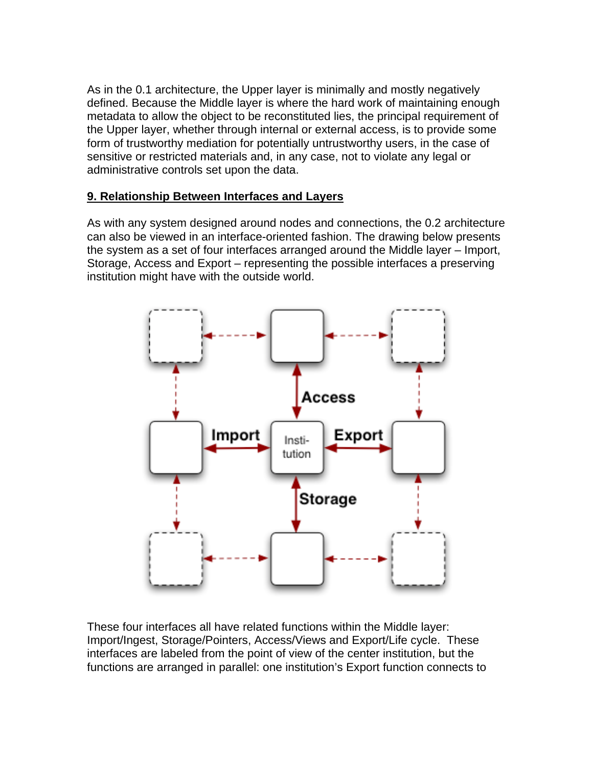As in the 0.1 architecture, the Upper layer is minimally and mostly negatively defined. Because the Middle layer is where the hard work of maintaining enough metadata to allow the object to be reconstituted lies, the principal requirement of the Upper layer, whether through internal or external access, is to provide some form of trustworthy mediation for potentially untrustworthy users, in the case of sensitive or restricted materials and, in any case, not to violate any legal or administrative controls set upon the data.

## 9. Relationship Between Interfaces and Layers

As with any system designed around nodes and connections, the 0.2 architecture can also be viewed in an interface-oriented fashion. The drawing below presents the system as a set of four interfaces arranged around the Middle layer – Import, Storage, Access and Export – representing the possible interfaces a preserving institution might have with the outside world.

These four interfaces all have related functions within the Middle layer: Import/Ingest, Storage/Pointers, Access/Views and Export/Life cycle. These interfaces are labeled from the point of view of the center institution, but the functions are arranged in parallel: one institution's Export function connects to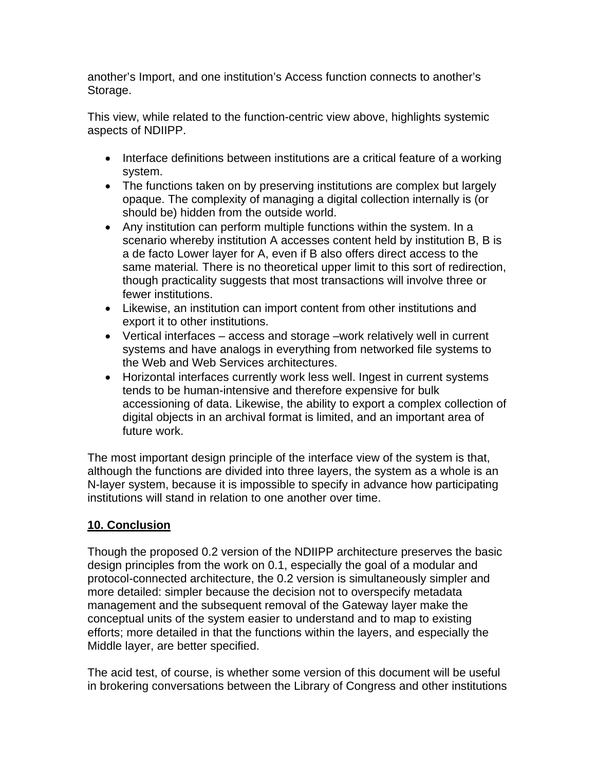another's Import, and one institution's Access function connects to another's Storage.

This view, while related to the function-centric view above, highlights systemic aspects of NDIIPP.

- Interface definitions between institutions are a critical feature of a working system.
- The functions taken on by preserving institutions are complex but largely opaque. The complexity of managing a digital collection internally is (or should be) hidden from the outside world.
- Any institution can perform multiple functions within the system. In a scenario whereby institution A accesses content held by institution B, B is a de facto Lower layer for A, even if B also offers direct access to the same material. There is no theoretical upper limit to this sort of redirection, though practicality suggests that most transactions will involve three or fewer institutions.
- Likewise, an institution can import content from other institutions and export it to other institutions.
- Vertical interfaces – access and storage –work relatively well in current systems and have analogs in everything from networked file systems to the Web and Web Services architectures.
- Horizontal interfaces currently work less well. Ingest in current systems tends to be human-intensive and therefore expensive for bulk accessioning of data. Likewise, the ability to export a complex collection of digital objects in an archival format is limited, and an important area of future work.

The most important design principle of the interface view of the system is that, although the functions are divided into three layers, the system as a whole is an N-layer system, because it is impossible to specify in advance how participating institutions will stand in relation to one another over time.

## 10. Conclusion

Though the proposed 0.2 version of the NDIIPP architecture preserves the basic design principles from the work on 0.1, especially the goal of a modular and protocol-connected architecture, the 0.2 version is simultaneously simpler and more detailed: simpler because the decision not to overspecify metadata management and the subsequent removal of the Gateway layer make the conceptual units of the system easier to understand and to map to existing efforts; more detailed in that the functions within the layers, and especially the Middle layer, are better specified.

The acid test, of course, is whether some version of this document will be useful in brokering conversations between the Library of Congress and other institutions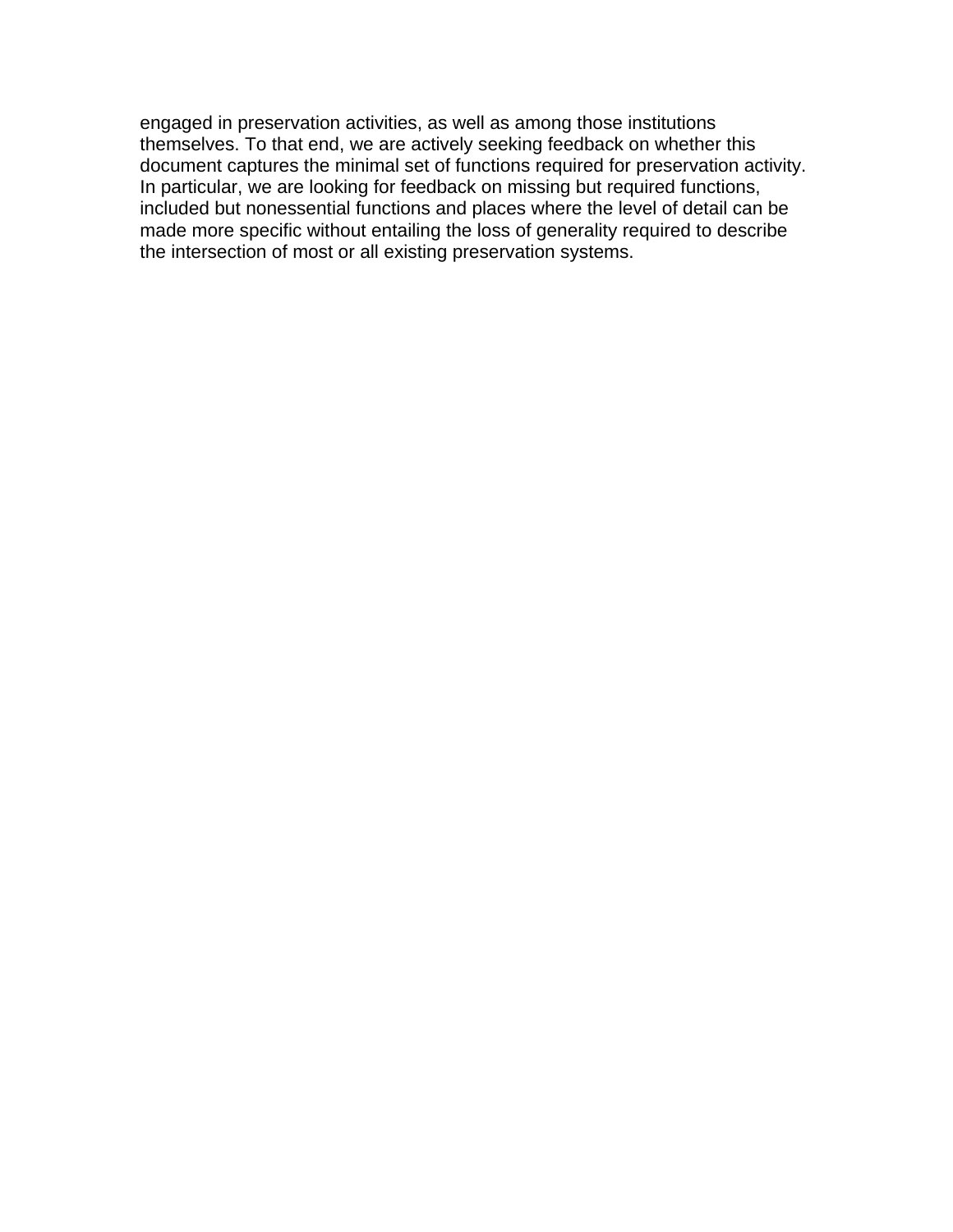engaged in preservation activities, as well as among those institutions themselves. To that end, we are actively seeking feedback on whether this document captures the minimal set of functions required for preservation activity. In particular, we are looking for feedback on missing but required functions, included but nonessential functions and places where the level of detail can be made more specific without entailing the loss of generality required to describe the intersection of most or all existing preservation systems.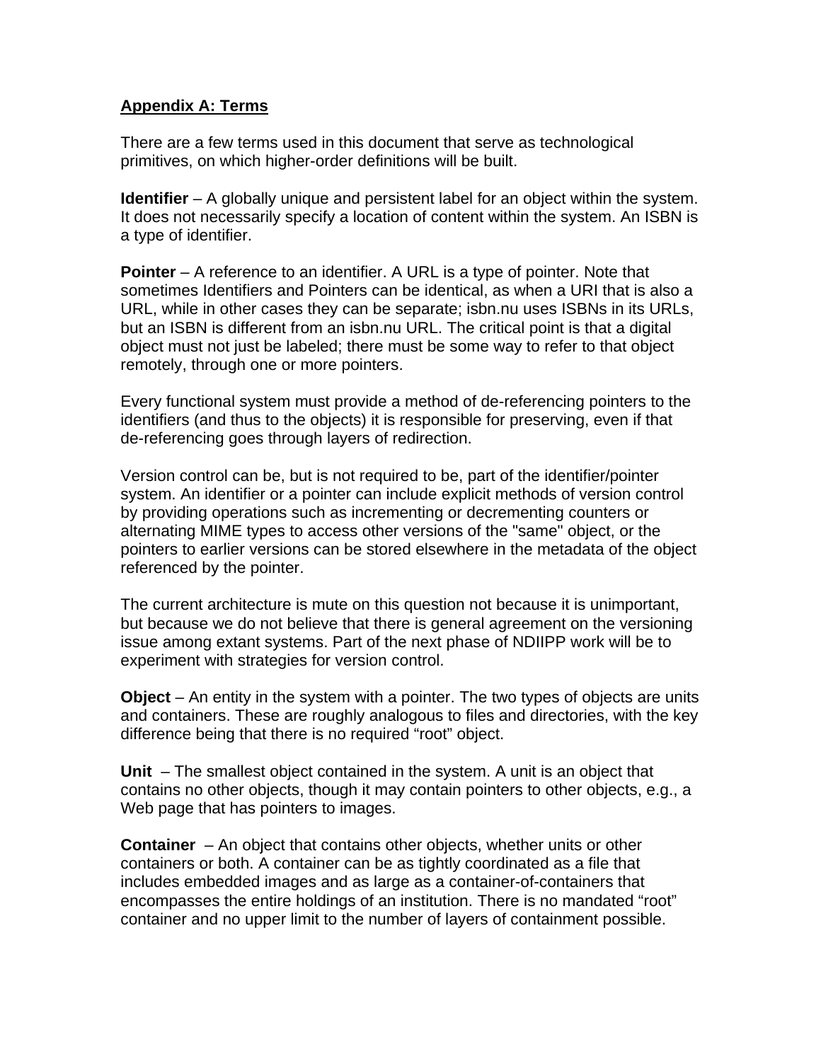## Appendix A: Terms

There are a few terms used in this document that serve as technological primitives, on which higher-order definitions will be built.

**Identifier** – A globally unique and persistent label for an object within the system. It does not necessarily specify a location of content within the system. An ISBN is a type of identifier.

**Pointer** – A reference to an identifier. A URL is a type of pointer. Note that sometimes Identifiers and Pointers can be identical, as when a URI that is also a URL, while in other cases they can be separate; isbn.nu uses ISBNs in its URLs, but an ISBN is different from an isbn.nu URL. The critical point is that a digital object must not just be labeled; there must be some way to refer to that object remotely, through one or more pointers.

Every functional system must provide a method of de-referencing pointers to the identifiers (and thus to the objects) it is responsible for preserving, even if that de-referencing goes through layers of redirection.

Version control can be, but is not required to be, part of the identifier/pointer system. An identifier or a pointer can include explicit methods of version control by providing operations such as incrementing or decrementing counters or alternating MIME types to access other versions of the "same" object, or the pointers to earlier versions can be stored elsewhere in the metadata of the object referenced by the pointer.

The current architecture is mute on this question not because it is unimportant, but because we do not believe that there is general agreement on the versioning issue among extant systems. Part of the next phase of NDIIPP work will be to experiment with strategies for version control.

**Object** – An entity in the system with a pointer. The two types of objects are units and containers. These are roughly analogous to files and directories, with the key difference being that there is no required "root" object.

**Unit** – The smallest object contained in the system. A unit is an object that contains no other objects, though it may contain pointers to other objects, e.g., a Web page that has pointers to images.

**Container** – An object that contains other objects, whether units or other containers or both. A container can be as tightly coordinated as a file that includes embedded images and as large as a container-of-containers that encompasses the entire holdings of an institution. There is no mandated "root" container and no upper limit to the number of layers of containment possible.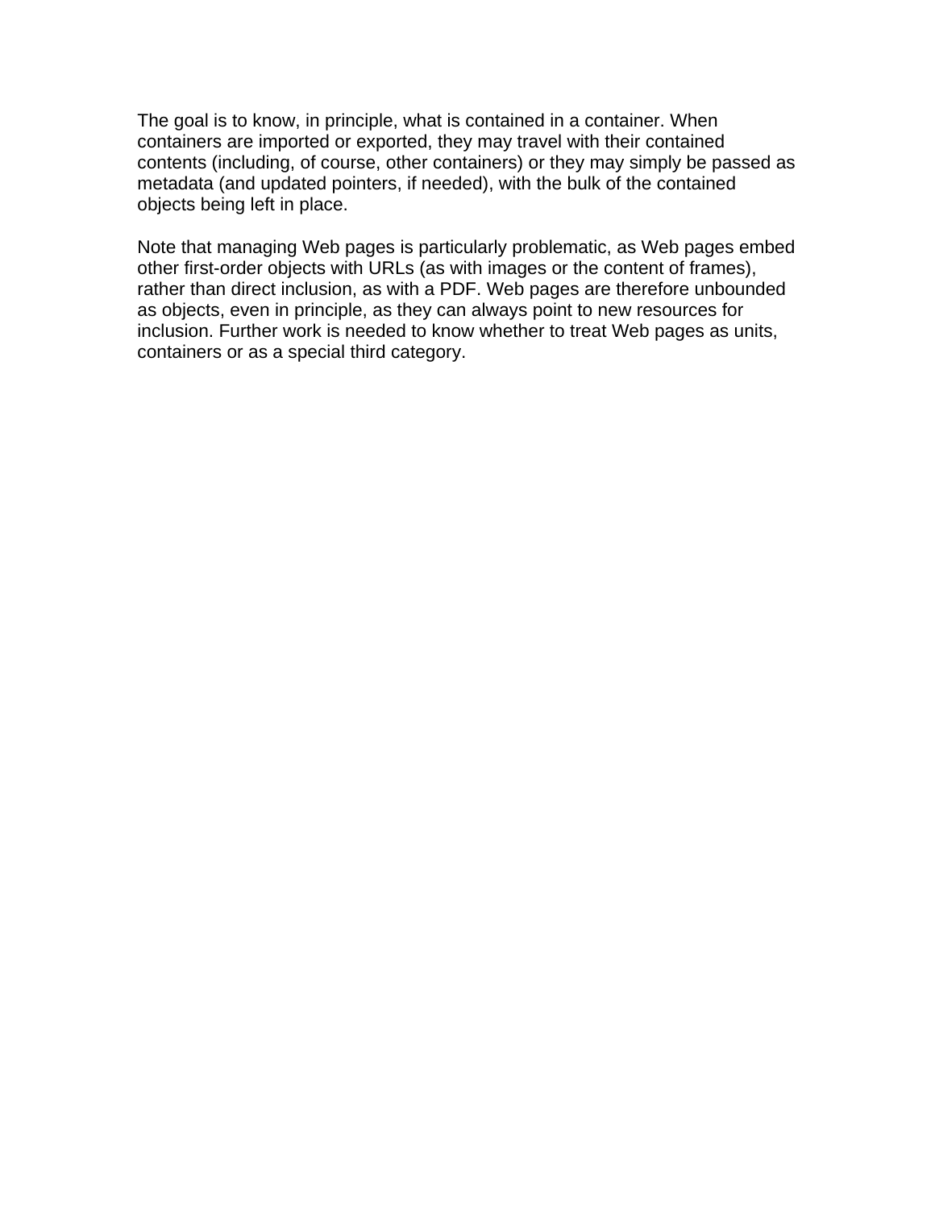The goal is to know, in principle, what is contained in a container. When containers are imported or exported, they may travel with their contained contents (including, of course, other containers) or they may simply be passed as metadata (and updated pointers, if needed), with the bulk of the contained objects being left in place.

Note that managing Web pages is particularly problematic, as Web pages embed other first-order objects with URLs (as with images or the content of frames), rather than direct inclusion, as with a PDF. Web pages are therefore unbounded as objects, even in principle, as they can always point to new resources for inclusion. Further work is needed to know whether to treat Web pages as units, containers or as a special third category.